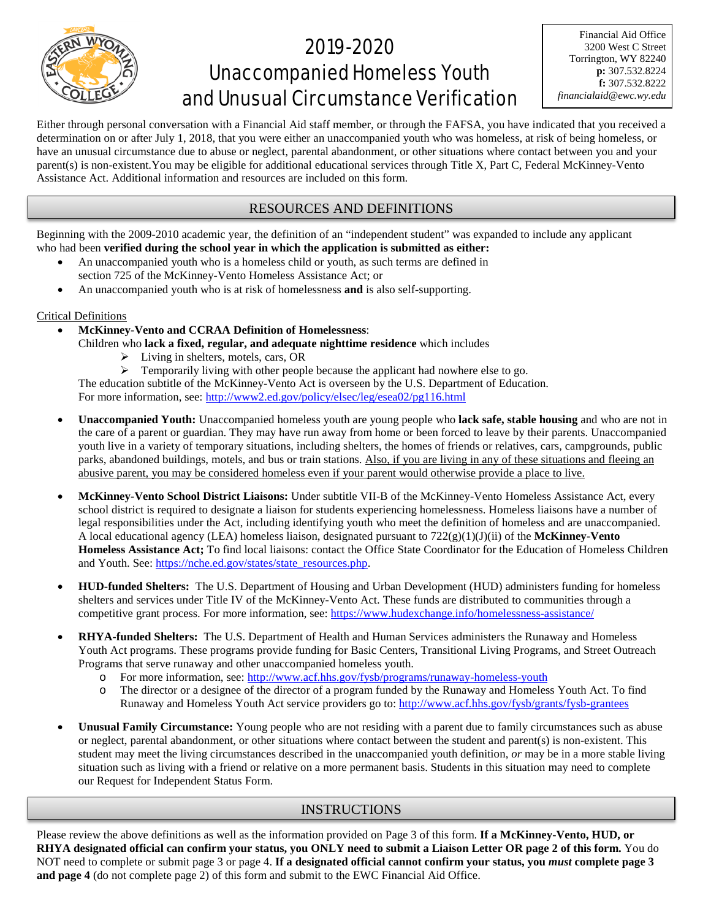# 2019-2020 Unaccompanied Homeless Youth and Unusual Circumstance Verification

Financial Aid Office
3200 West C Street
Torrington, WY 82240
**p:** 307.532.8224
**f:** 307.532.8222
*financialaid@ewc.wy.edu*

Either through personal conversation with a Financial Aid staff member, or through the FAFSA, you have indicated that you received a determination on or after July 1, 2018, that you were either an unaccompanied youth who was homeless, at risk of being homeless, or have an unusual circumstance due to abuse or neglect, parental abandonment, or other situations where contact between you and your parent(s) is non-existent.You may be eligible for additional educational services through Title X, Part C, Federal McKinney-Vento Assistance Act. Additional information and resources are included on this form.

## RESOURCES AND DEFINITIONS

Beginning with the 2009-2010 academic year, the definition of an "independent student" was expanded to include any applicant who had been **verified during the school year in which the application is submitted as either:**

- An unaccompanied youth who is a homeless child or youth, as such terms are defined in section 725 of the McKinney-Vento Homeless Assistance Act; or
- An unaccompanied youth who is at risk of homelessness **and** is also self-supporting.

<u>Critical Definitions</u>

- **McKinney-Vento and CCRAA Definition of Homelessness**:
  Children who **lack a fixed, regular, and adequate nighttime residence** which includes
  - Living in shelters, motels, cars, OR
  - Temporarily living with other people because the applicant had nowhere else to go.

  The education subtitle of the McKinney-Vento Act is overseen by the U.S. Department of Education.
  For more information, see: http://www2.ed.gov/policy/elsec/leg/esea02/pg116.html

- **Unaccompanied Youth:** Unaccompanied homeless youth are young people who **lack safe, stable housing** and who are not in the care of a parent or guardian. They may have run away from home or been forced to leave by their parents. Unaccompanied youth live in a variety of temporary situations, including shelters, the homes of friends or relatives, cars, campgrounds, public parks, abandoned buildings, motels, and bus or train stations. <u>Also, if you are living in any of these situations and fleeing an abusive parent, you may be considered homeless even if your parent would otherwise provide a place to live.</u>

- **McKinney-Vento School District Liaisons:** Under subtitle VII-B of the McKinney-Vento Homeless Assistance Act, every school district is required to designate a liaison for students experiencing homelessness. Homeless liaisons have a number of legal responsibilities under the Act, including identifying youth who meet the definition of homeless and are unaccompanied. A local educational agency (LEA) homeless liaison, designated pursuant to 722(g)(1)(J)(ii) of the **McKinney-Vento Homeless Assistance Act;** To find local liaisons: contact the Office State Coordinator for the Education of Homeless Children and Youth. See: https://nche.ed.gov/states/state_resources.php.

- **HUD-funded Shelters:** The U.S. Department of Housing and Urban Development (HUD) administers funding for homeless shelters and services under Title IV of the McKinney-Vento Act. These funds are distributed to communities through a competitive grant process. For more information, see: https://www.hudexchange.info/homelessness-assistance/

- **RHYA-funded Shelters:** The U.S. Department of Health and Human Services administers the Runaway and Homeless Youth Act programs. These programs provide funding for Basic Centers, Transitional Living Programs, and Street Outreach Programs that serve runaway and other unaccompanied homeless youth.
  - For more information, see: http://www.acf.hhs.gov/fysb/programs/runaway-homeless-youth
  - The director or a designee of the director of a program funded by the Runaway and Homeless Youth Act. To find Runaway and Homeless Youth Act service providers go to: http://www.acf.hhs.gov/fysb/grants/fysb-grantees

- **Unusual Family Circumstance:** Young people who are not residing with a parent due to family circumstances such as abuse or neglect, parental abandonment, or other situations where contact between the student and parent(s) is non-existent. This student may meet the living circumstances described in the unaccompanied youth definition, *or* may be in a more stable living situation such as living with a friend or relative on a more permanent basis. Students in this situation may need to complete our Request for Independent Status Form.

## INSTRUCTIONS

Please review the above definitions as well as the information provided on Page 3 of this form. **If a McKinney-Vento, HUD, or RHYA designated official can confirm your status, you ONLY need to submit a Liaison Letter OR page 2 of this form.** You do NOT need to complete or submit page 3 or page 4. **If a designated official cannot confirm your status, you *must* complete page 3 and page 4** (do not complete page 2) of this form and submit to the EWC Financial Aid Office.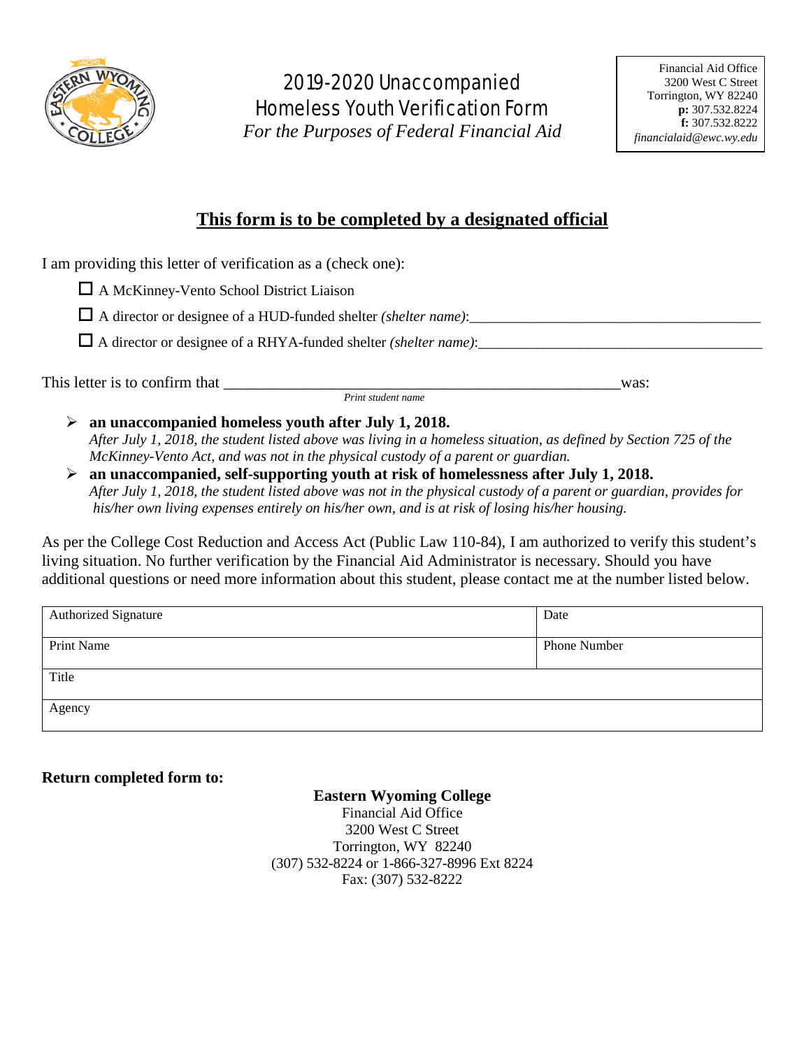# 2019-2020 Unaccompanied Homeless Youth Verification Form

*For the Purposes of Federal Financial Aid*

Financial Aid Office
3200 West C Street
Torrington, WY 82240
**p:** 307.532.8224
**f:** 307.532.8222
*financialaid@ewc.wy.edu*

## This form is to be completed by a designated official

I am providing this letter of verification as a (check one):

- ☐ A McKinney-Vento School District Liaison
- ☐ A director or designee of a HUD-funded shelter *(shelter name)*:_______________________________________
- ☐ A director or designee of a RHYA-funded shelter *(shelter name)*:_______________________________________

This letter is to confirm that ___________________________________________________was:
*Print student name*

- **an unaccompanied homeless youth after July 1, 2018.**
  *After July 1, 2018, the student listed above was living in a homeless situation, as defined by Section 725 of the McKinney-Vento Act, and was not in the physical custody of a parent or guardian.*
- **an unaccompanied, self-supporting youth at risk of homelessness after July 1, 2018.**
  *After July 1, 2018, the student listed above was not in the physical custody of a parent or guardian, provides for his/her own living expenses entirely on his/her own, and is at risk of losing his/her housing.*

As per the College Cost Reduction and Access Act (Public Law 110-84), I am authorized to verify this student's living situation. No further verification by the Financial Aid Administrator is necessary. Should you have additional questions or need more information about this student, please contact me at the number listed below.

| Authorized Signature | Date |
|---|---|
| Print Name | Phone Number |
| Title | |
| Agency | |

**Return completed form to:**

**Eastern Wyoming College**
Financial Aid Office
3200 West C Street
Torrington, WY 82240
(307) 532-8224 or 1-866-327-8996 Ext 8224
Fax: (307) 532-8222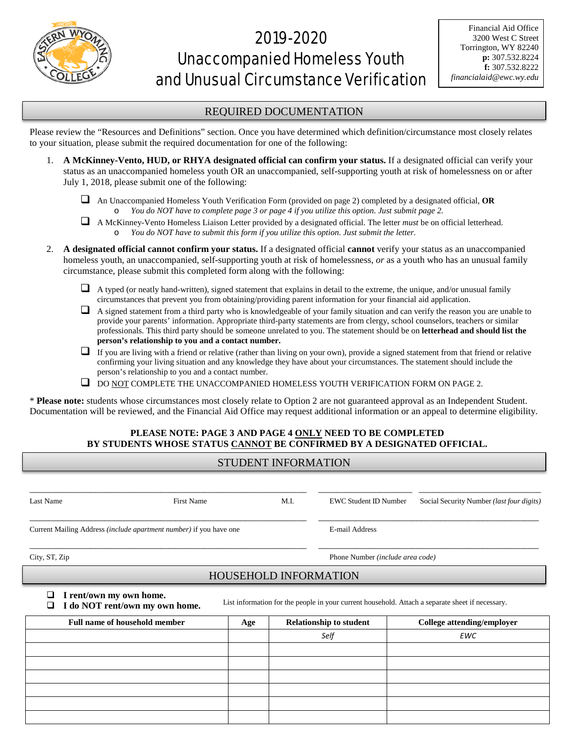Financial Aid Office
3200 West C Street
Torrington, WY 82240
**p:** 307.532.8224
**f:** 307.532.8222
*financialaid@ewc.wy.edu*

# 2019-2020 Unaccompanied Homeless Youth and Unusual Circumstance Verification

## REQUIRED DOCUMENTATION

Please review the "Resources and Definitions" section. Once you have determined which definition/circumstance most closely relates to your situation, please submit the required documentation for one of the following:

1. **A McKinney-Vento, HUD, or RHYA designated official can confirm your status.** If a designated official can verify your status as an unaccompanied homeless youth OR an unaccompanied, self-supporting youth at risk of homelessness on or after July 1, 2018, please submit one of the following:
   - ☐ An Unaccompanied Homeless Youth Verification Form (provided on page 2) completed by a designated official, **OR**
     - *You do NOT have to complete page 3 or page 4 if you utilize this option. Just submit page 2.*
   - ☐ A McKinney-Vento Homeless Liaison Letter provided by a designated official. The letter *must* be on official letterhead.
     - *You do NOT have to submit this form if you utilize this option. Just submit the letter.*

2. **A designated official cannot confirm your status.** If a designated official **cannot** verify your status as an unaccompanied homeless youth, an unaccompanied, self-supporting youth at risk of homelessness, *or* as a youth who has an unusual family circumstance, please submit this completed form along with the following:
   - ☐ A typed (or neatly hand-written), signed statement that explains in detail to the extreme, the unique, and/or unusual family circumstances that prevent you from obtaining/providing parent information for your financial aid application.
   - ☐ A signed statement from a third party who is knowledgeable of your family situation and can verify the reason you are unable to provide your parents' information. Appropriate third-party statements are from clergy, school counselors, teachers or similar professionals. This third party should be someone unrelated to you. The statement should be on **letterhead and should list the person's relationship to you and a contact number.**
   - ☐ If you are living with a friend or relative (rather than living on your own), provide a signed statement from that friend or relative confirming your living situation and any knowledge they have about your circumstances. The statement should include the person's relationship to you and a contact number.
   - ☐ DO NOT COMPLETE THE UNACCOMPANIED HOMELESS YOUTH VERIFICATION FORM ON PAGE 2.

\* **Please note:** students whose circumstances most closely relate to Option 2 are not guaranteed approval as an Independent Student. Documentation will be reviewed, and the Financial Aid Office may request additional information or an appeal to determine eligibility.

**PLEASE NOTE: PAGE 3 AND PAGE 4 ONLY NEED TO BE COMPLETED BY STUDENTS WHOSE STATUS CANNOT BE CONFIRMED BY A DESIGNATED OFFICIAL.**

## STUDENT INFORMATION

Last Name ______ First Name ______ M.I. ______ EWC Student ID Number ______ Social Security Number *(last four digits)* ______

Current Mailing Address *(include apartment number)* if you have one ______ E-mail Address ______

City, ST, Zip ______ Phone Number *(include area code)* ______

## HOUSEHOLD INFORMATION

- ☐ **I rent/own my own home.**
- ☐ **I do NOT rent/own my own home.**

List information for the people in your current household. Attach a separate sheet if necessary.

| Full name of household member | Age | Relationship to student | College attending/employer |
|---|---|---|---|
| | | *Self* | *EWC* |
| | | | |
| | | | |
| | | | |
| | | | |
| | | | |
| | | | |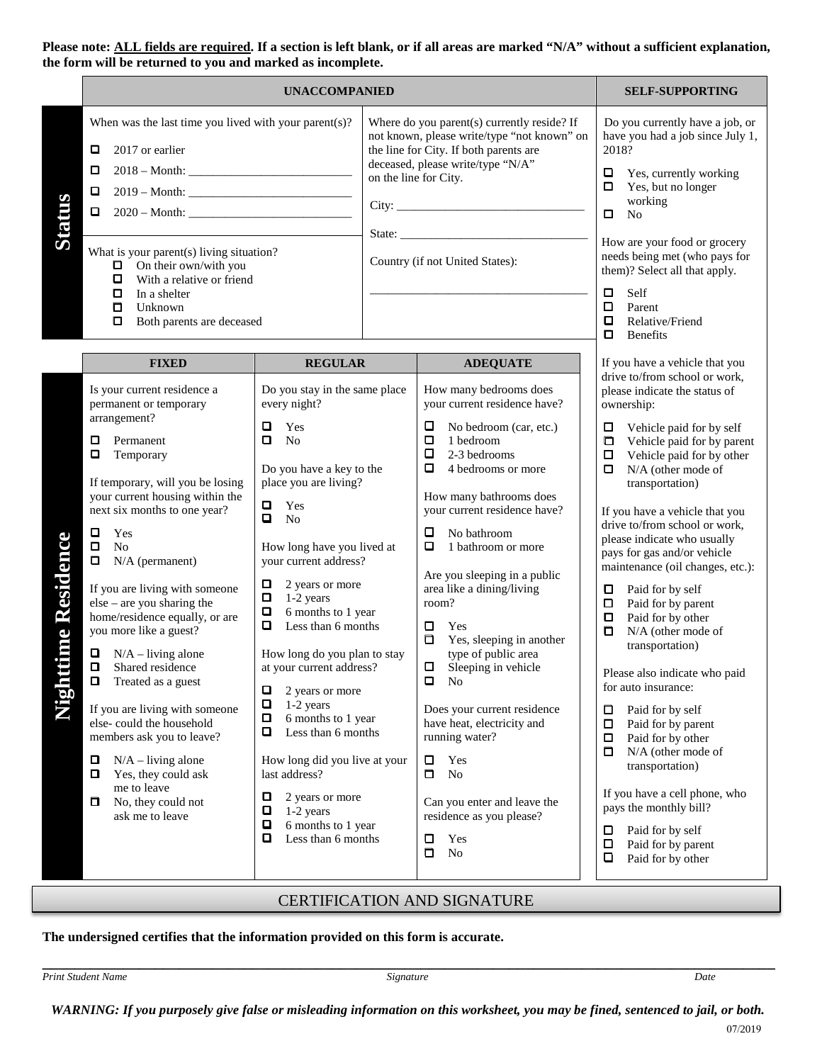**Please note: ALL fields are required. If a section is left blank, or if all areas are marked "N/A" without a sufficient explanation, the form will be returned to you and marked as incomplete.**

## Status

### UNACCOMPANIED

When was the last time you lived with your parent(s)?

- ☐ 2017 or earlier
- ☐ 2018 – Month: ___________________________
- ☐ 2019 – Month: ___________________________
- ☐ 2020 – Month: ___________________________

What is your parent(s) living situation?

- ☐ On their own/with you
- ☐ With a relative or friend
- ☐ In a shelter
- ☐ Unknown
- ☐ Both parents are deceased

Where do you parent(s) currently reside? If not known, please write/type "not known" on the line for City. If both parents are deceased, please write/type "N/A" on the line for City.

City: _______________________________

State: _______________________________

Country (if not United States):

___________________________________

### SELF-SUPPORTING

Do you currently have a job, or have you had a job since July 1, 2018?

- ☐ Yes, currently working
- ☐ Yes, but no longer working
- ☐ No

How are your food or grocery needs being met (who pays for them)? Select all that apply.

- ☐ Self
- ☐ Parent
- ☐ Relative/Friend
- ☐ Benefits

If you have a vehicle that you drive to/from school or work, please indicate the status of ownership:

- ☐ Vehicle paid for by self
- ☐ Vehicle paid for by parent
- ☐ Vehicle paid for by other
- ☐ N/A (other mode of transportation)

If you have a vehicle that you drive to/from school or work, please indicate who usually pays for gas and/or vehicle maintenance (oil changes, etc.):

- ☐ Paid for by self
- ☐ Paid for by parent
- ☐ Paid for by other
- ☐ N/A (other mode of transportation)

Please also indicate who paid for auto insurance:

- ☐ Paid for by self
- ☐ Paid for by parent
- ☐ Paid for by other
- ☐ N/A (other mode of transportation)

If you have a cell phone, who pays the monthly bill?

- ☐ Paid for by self
- ☐ Paid for by parent
- ☐ Paid for by other

## Nighttime Residence

### FIXED

Is your current residence a permanent or temporary arrangement?

- ☐ Permanent
- ☐ Temporary

If temporary, will you be losing your current housing within the next six months to one year?

- ☐ Yes
- ☐ No
- ☐ N/A (permanent)

If you are living with someone else – are you sharing the home/residence equally, or are you more like a guest?

- ☐ N/A – living alone
- ☐ Shared residence
- ☐ Treated as a guest

If you are living with someone else- could the household members ask you to leave?

- ☐ N/A – living alone
- ☐ Yes, they could ask me to leave
- ☐ No, they could not ask me to leave

### REGULAR

Do you stay in the same place every night?

- ☐ Yes
- ☐ No

Do you have a key to the place you are living?

- ☐ Yes
- ☐ No

How long have you lived at your current address?

- ☐ 2 years or more
- ☐ 1-2 years
- ☐ 6 months to 1 year
- ☐ Less than 6 months

How long do you plan to stay at your current address?

- ☐ 2 years or more
- ☐ 1-2 years
- ☐ 6 months to 1 year
- ☐ Less than 6 months

How long did you live at your last address?

- ☐ 2 years or more
- ☐ 1-2 years
- ☐ 6 months to 1 year
- ☐ Less than 6 months

### ADEQUATE

How many bedrooms does your current residence have?

- ☐ No bedroom (car, etc.)
- ☐ 1 bedroom
- ☐ 2-3 bedrooms
- ☐ 4 bedrooms or more

How many bathrooms does your current residence have?

- ☐ No bathroom
- ☐ 1 bathroom or more

Are you sleeping in a public area like a dining/living room?

- ☐ Yes
- ☐ Yes, sleeping in another type of public area
- ☐ Sleeping in vehicle
- ☐ No

Does your current residence have heat, electricity and running water?

- ☐ Yes
- ☐ No

Can you enter and leave the residence as you please?

- ☐ Yes
- ☐ No

## CERTIFICATION AND SIGNATURE

**The undersigned certifies that the information provided on this form is accurate.**

_______________________________________________________________________________________

*Print Student Name* *Signature* *Date*

***WARNING: If you purposely give false or misleading information on this worksheet, you may be fined, sentenced to jail, or both.***

07/2019